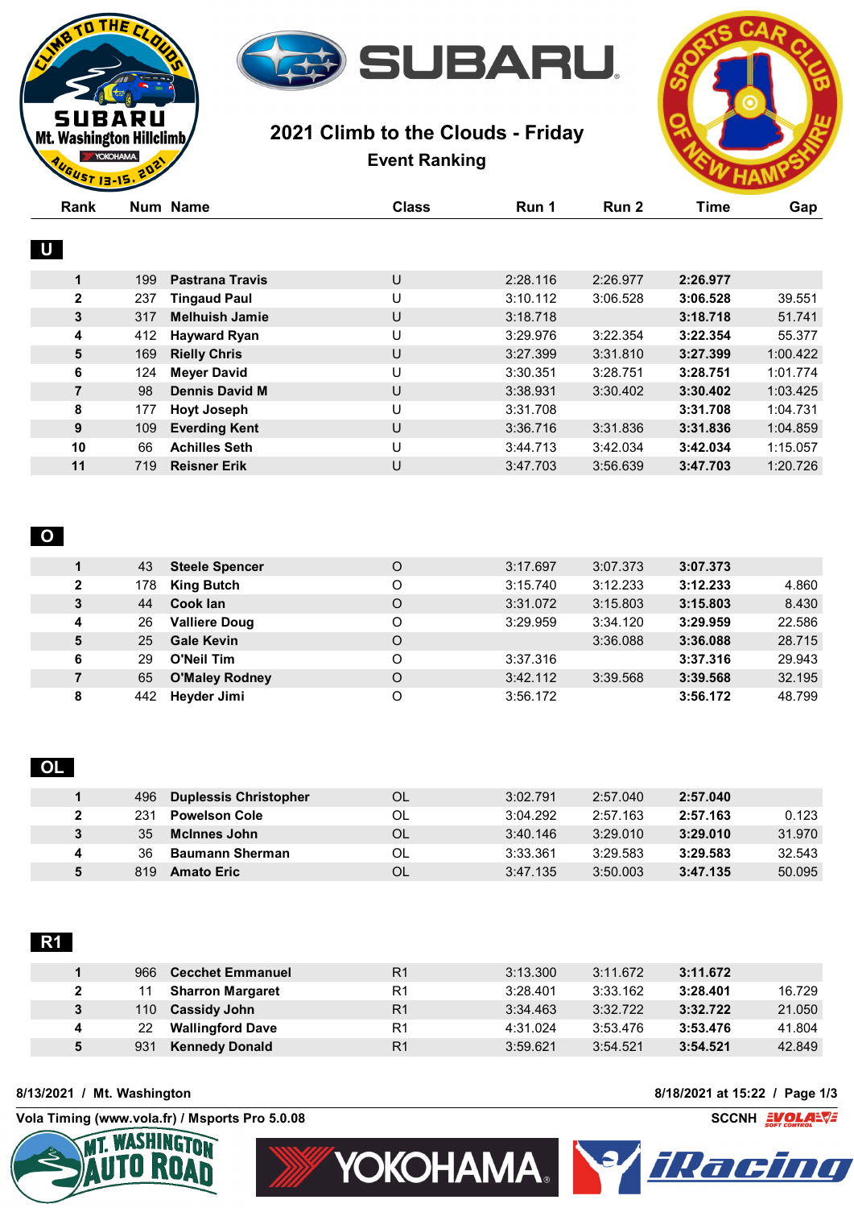# 2021 Climb to the Clouds - Friday

## Event Ranking

### U

| Rank | Num | Name | Class | Run 1 | Run 2 | Time | Gap |
|---|---|---|---|---|---|---|---|
| 1 | 199 | **Pastrana Travis** | U | 2:28.116 | 2:26.977 | **2:26.977** | |
| 2 | 237 | **Tingaud Paul** | U | 3:10.112 | 3:06.528 | **3:06.528** | 39.551 |
| 3 | 317 | **Melhuish Jamie** | U | 3:18.718 | | **3:18.718** | 51.741 |
| 4 | 412 | **Hayward Ryan** | U | 3:29.976 | 3:22.354 | **3:22.354** | 55.377 |
| 5 | 169 | **Rielly Chris** | U | 3:27.399 | 3:31.810 | **3:27.399** | 1:00.422 |
| 6 | 124 | **Meyer David** | U | 3:30.351 | 3:28.751 | **3:28.751** | 1:01.774 |
| 7 | 98 | **Dennis David M** | U | 3:38.931 | 3:30.402 | **3:30.402** | 1:03.425 |
| 8 | 177 | **Hoyt Joseph** | U | 3:31.708 | | **3:31.708** | 1:04.731 |
| 9 | 109 | **Everding Kent** | U | 3:36.716 | 3:31.836 | **3:31.836** | 1:04.859 |
| 10 | 66 | **Achilles Seth** | U | 3:44.713 | 3:42.034 | **3:42.034** | 1:15.057 |
| 11 | 719 | **Reisner Erik** | U | 3:47.703 | 3:56.639 | **3:47.703** | 1:20.726 |

### O

| Rank | Num | Name | Class | Run 1 | Run 2 | Time | Gap |
|---|---|---|---|---|---|---|---|
| 1 | 43 | **Steele Spencer** | O | 3:17.697 | 3:07.373 | **3:07.373** | |
| 2 | 178 | **King Butch** | O | 3:15.740 | 3:12.233 | **3:12.233** | 4.860 |
| 3 | 44 | **Cook Ian** | O | 3:31.072 | 3:15.803 | **3:15.803** | 8.430 |
| 4 | 26 | **Valliere Doug** | O | 3:29.959 | 3:34.120 | **3:29.959** | 22.586 |
| 5 | 25 | **Gale Kevin** | O | | 3:36.088 | **3:36.088** | 28.715 |
| 6 | 29 | **O'Neil Tim** | O | 3:37.316 | | **3:37.316** | 29.943 |
| 7 | 65 | **O'Maley Rodney** | O | 3:42.112 | 3:39.568 | **3:39.568** | 32.195 |
| 8 | 442 | **Heyder Jimi** | O | 3:56.172 | | **3:56.172** | 48.799 |

### OL

| Rank | Num | Name | Class | Run 1 | Run 2 | Time | Gap |
|---|---|---|---|---|---|---|---|
| 1 | 496 | **Duplessis Christopher** | OL | 3:02.791 | 2:57.040 | **2:57.040** | |
| 2 | 231 | **Powelson Cole** | OL | 3:04.292 | 2:57.163 | **2:57.163** | 0.123 |
| 3 | 35 | **McInnes John** | OL | 3:40.146 | 3:29.010 | **3:29.010** | 31.970 |
| 4 | 36 | **Baumann Sherman** | OL | 3:33.361 | 3:29.583 | **3:29.583** | 32.543 |
| 5 | 819 | **Amato Eric** | OL | 3:47.135 | 3:50.003 | **3:47.135** | 50.095 |

### R1

| Rank | Num | Name | Class | Run 1 | Run 2 | Time | Gap |
|---|---|---|---|---|---|---|---|
| 1 | 966 | **Cecchet Emmanuel** | R1 | 3:13.300 | 3:11.672 | **3:11.672** | |
| 2 | 11 | **Sharron Margaret** | R1 | 3:28.401 | 3:33.162 | **3:28.401** | 16.729 |
| 3 | 110 | **Cassidy John** | R1 | 3:34.463 | 3:32.722 | **3:32.722** | 21.050 |
| 4 | 22 | **Wallingford Dave** | R1 | 4:31.024 | 3:53.476 | **3:53.476** | 41.804 |
| 5 | 931 | **Kennedy Donald** | R1 | 3:59.621 | 3:54.521 | **3:54.521** | 42.849 |

8/13/2021 / Mt. Washington — 8/18/2021 at 15:22

Vola Timing (www.vola.fr) / Msports Pro 5.0.08 — SCCNH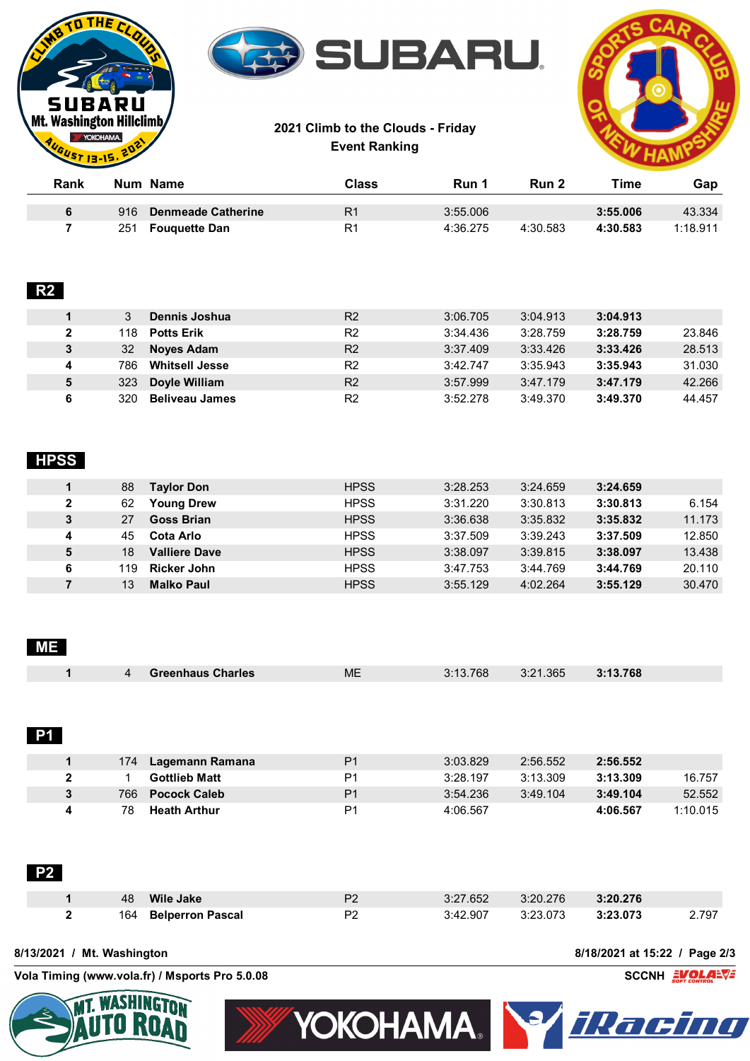**2021 Climb to the Clouds - Friday**
**Event Ranking**

| Rank | Num | Name | Class | Run 1 | Run 2 | Time | Gap |
|---|---|---|---|---|---|---|---|
| 6 | 916 | Denmeade Catherine | R1 | 3:55.006 | | **3:55.006** | 43.334 |
| 7 | 251 | Fouquette Dan | R1 | 4:36.275 | 4:30.583 | **4:30.583** | 1:18.911 |

## R2

| Rank | Num | Name | Class | Run 1 | Run 2 | Time | Gap |
|---|---|---|---|---|---|---|---|
| 1 | 3 | Dennis Joshua | R2 | 3:06.705 | 3:04.913 | **3:04.913** | |
| 2 | 118 | Potts Erik | R2 | 3:34.436 | 3:28.759 | **3:28.759** | 23.846 |
| 3 | 32 | Noyes Adam | R2 | 3:37.409 | 3:33.426 | **3:33.426** | 28.513 |
| 4 | 786 | Whitsell Jesse | R2 | 3:42.747 | 3:35.943 | **3:35.943** | 31.030 |
| 5 | 323 | Doyle William | R2 | 3:57.999 | 3:47.179 | **3:47.179** | 42.266 |
| 6 | 320 | Beliveau James | R2 | 3:52.278 | 3:49.370 | **3:49.370** | 44.457 |

## HPSS

| Rank | Num | Name | Class | Run 1 | Run 2 | Time | Gap |
|---|---|---|---|---|---|---|---|
| 1 | 88 | Taylor Don | HPSS | 3:28.253 | 3:24.659 | **3:24.659** | |
| 2 | 62 | Young Drew | HPSS | 3:31.220 | 3:30.813 | **3:30.813** | 6.154 |
| 3 | 27 | Goss Brian | HPSS | 3:36.638 | 3:35.832 | **3:35.832** | 11.173 |
| 4 | 45 | Cota Arlo | HPSS | 3:37.509 | 3:39.243 | **3:37.509** | 12.850 |
| 5 | 18 | Valliere Dave | HPSS | 3:38.097 | 3:39.815 | **3:38.097** | 13.438 |
| 6 | 119 | Ricker John | HPSS | 3:47.753 | 3:44.769 | **3:44.769** | 20.110 |
| 7 | 13 | Malko Paul | HPSS | 3:55.129 | 4:02.264 | **3:55.129** | 30.470 |

## ME

| Rank | Num | Name | Class | Run 1 | Run 2 | Time | Gap |
|---|---|---|---|---|---|---|---|
| 1 | 4 | Greenhaus Charles | ME | 3:13.768 | 3:21.365 | **3:13.768** | |

## P1

| Rank | Num | Name | Class | Run 1 | Run 2 | Time | Gap |
|---|---|---|---|---|---|---|---|
| 1 | 174 | Lagemann Ramana | P1 | 3:03.829 | 2:56.552 | **2:56.552** | |
| 2 | 1 | Gottlieb Matt | P1 | 3:28.197 | 3:13.309 | **3:13.309** | 16.757 |
| 3 | 766 | Pocock Caleb | P1 | 3:54.236 | 3:49.104 | **3:49.104** | 52.552 |
| 4 | 78 | Heath Arthur | P1 | 4:06.567 | | **4:06.567** | 1:10.015 |

## P2

| Rank | Num | Name | Class | Run 1 | Run 2 | Time | Gap |
|---|---|---|---|---|---|---|---|
| 1 | 48 | Wile Jake | P2 | 3:27.652 | 3:20.276 | **3:20.276** | |
| 2 | 164 | Belperron Pascal | P2 | 3:42.907 | 3:23.073 | **3:23.073** | 2.797 |

8/13/2021 / Mt. Washington — 8/18/2021 at 15:22

Vola Timing (www.vola.fr) / Msports Pro 5.0.08 — SCCNH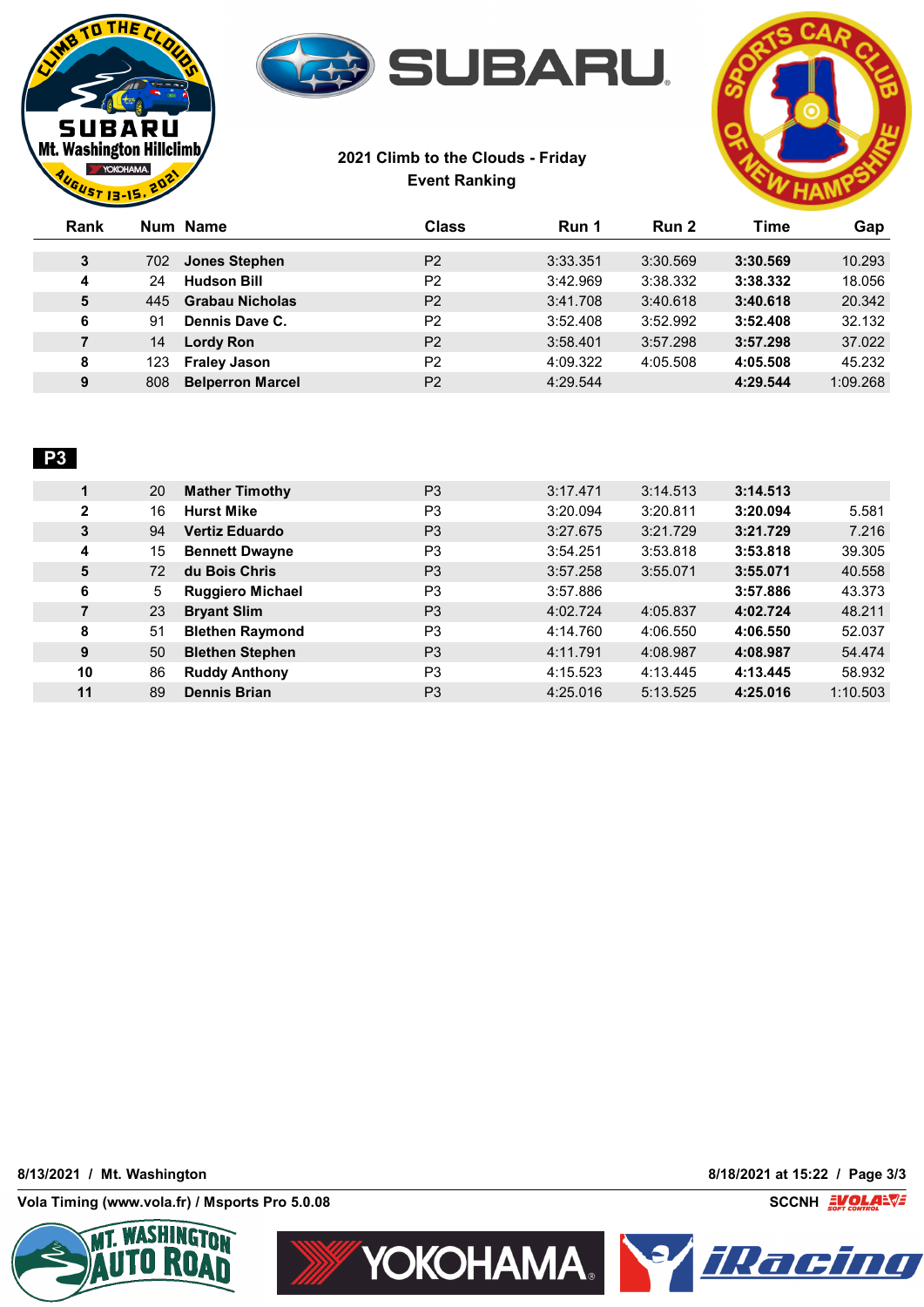2021 Climb to the Clouds - Friday
Event Ranking

| Rank | Num | Name | Class | Run 1 | Run 2 | Time | Gap |
|---|---|---|---|---|---|---|---|
| 3 | 702 | **Jones Stephen** | P2 | 3:33.351 | 3:30.569 | **3:30.569** | 10.293 |
| 4 | 24 | **Hudson Bill** | P2 | 3:42.969 | 3:38.332 | **3:38.332** | 18.056 |
| 5 | 445 | **Grabau Nicholas** | P2 | 3:41.708 | 3:40.618 | **3:40.618** | 20.342 |
| 6 | 91 | **Dennis Dave C.** | P2 | 3:52.408 | 3:52.992 | **3:52.408** | 32.132 |
| 7 | 14 | **Lordy Ron** | P2 | 3:58.401 | 3:57.298 | **3:57.298** | 37.022 |
| 8 | 123 | **Fraley Jason** | P2 | 4:09.322 | 4:05.508 | **4:05.508** | 45.232 |
| 9 | 808 | **Belperron Marcel** | P2 | 4:29.544 | | **4:29.544** | 1:09.268 |

## P3

| Rank | Num | Name | Class | Run 1 | Run 2 | Time | Gap |
|---|---|---|---|---|---|---|---|
| 1 | 20 | **Mather Timothy** | P3 | 3:17.471 | 3:14.513 | **3:14.513** | |
| 2 | 16 | **Hurst Mike** | P3 | 3:20.094 | 3:20.811 | **3:20.094** | 5.581 |
| 3 | 94 | **Vertiz Eduardo** | P3 | 3:27.675 | 3:21.729 | **3:21.729** | 7.216 |
| 4 | 15 | **Bennett Dwayne** | P3 | 3:54.251 | 3:53.818 | **3:53.818** | 39.305 |
| 5 | 72 | **du Bois Chris** | P3 | 3:57.258 | 3:55.071 | **3:55.071** | 40.558 |
| 6 | 5 | **Ruggiero Michael** | P3 | 3:57.886 | | **3:57.886** | 43.373 |
| 7 | 23 | **Bryant Slim** | P3 | 4:02.724 | 4:05.837 | **4:02.724** | 48.211 |
| 8 | 51 | **Blethen Raymond** | P3 | 4:14.760 | 4:06.550 | **4:06.550** | 52.037 |
| 9 | 50 | **Blethen Stephen** | P3 | 4:11.791 | 4:08.987 | **4:08.987** | 54.474 |
| 10 | 86 | **Ruddy Anthony** | P3 | 4:15.523 | 4:13.445 | **4:13.445** | 58.932 |
| 11 | 89 | **Dennis Brian** | P3 | 4:25.016 | 5:13.525 | **4:25.016** | 1:10.503 |

8/13/2021 / Mt. Washington — 8/18/2021 at 15:22

Vola Timing (www.vola.fr) / Msports Pro 5.0.08 — SCCNH